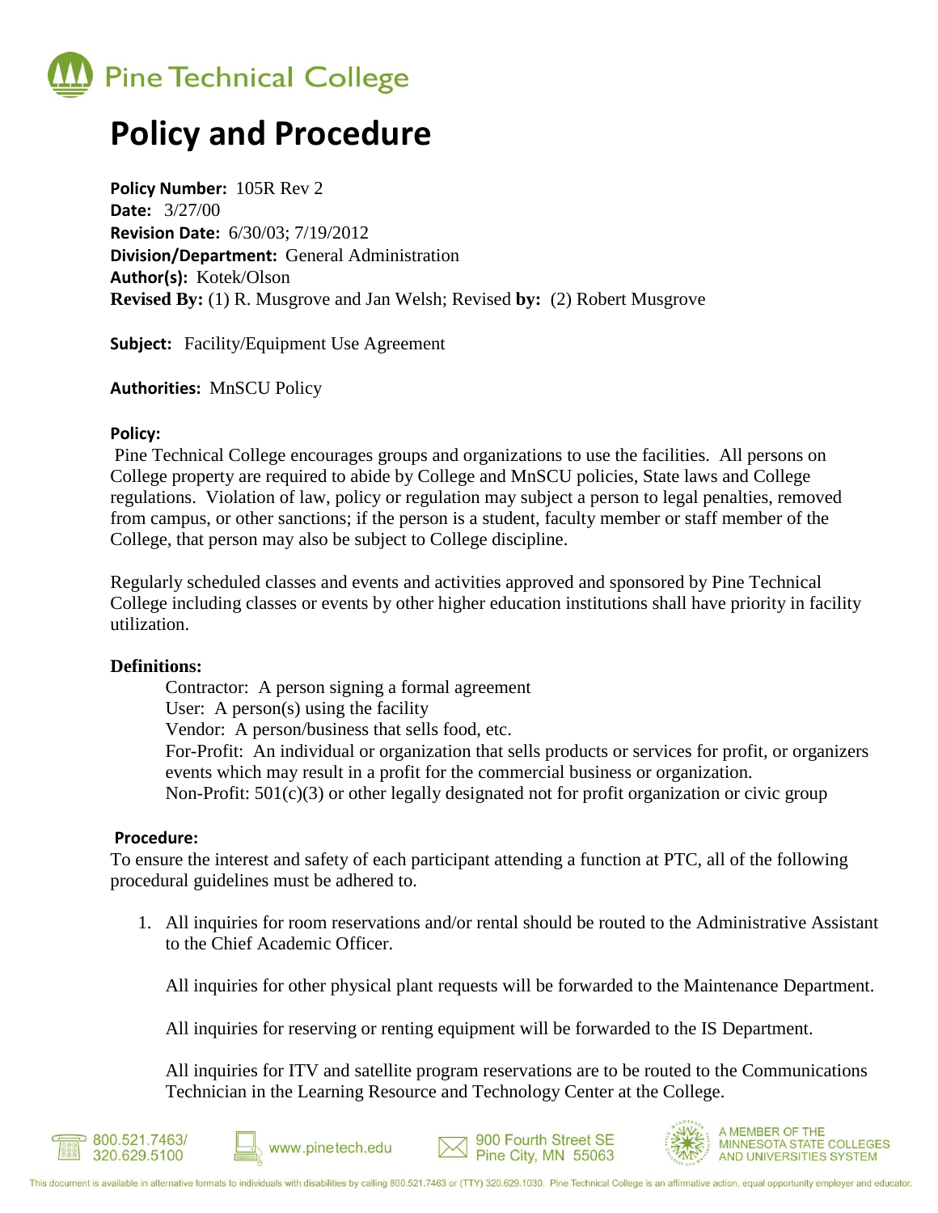# Pine Technical College

# Policy and Procedure

**Policy Number:** 105R Rev 2
**Date:** 3/27/00
**Revision Date:** 6/30/03; 7/19/2012
**Division/Department:** General Administration
**Author(s):** Kotek/Olson
**Revised By:** (1) R. Musgrove and Jan Welsh; Revised **by:** (2) Robert Musgrove

**Subject:** Facility/Equipment Use Agreement

**Authorities:** MnSCU Policy

**Policy:**

Pine Technical College encourages groups and organizations to use the facilities. All persons on College property are required to abide by College and MnSCU policies, State laws and College regulations. Violation of law, policy or regulation may subject a person to legal penalties, removed from campus, or other sanctions; if the person is a student, faculty member or staff member of the College, that person may also be subject to College discipline.

Regularly scheduled classes and events and activities approved and sponsored by Pine Technical College including classes or events by other higher education institutions shall have priority in facility utilization.

**Definitions:**

Contractor: A person signing a formal agreement
User: A person(s) using the facility
Vendor: A person/business that sells food, etc.
For-Profit: An individual or organization that sells products or services for profit, or organizers events which may result in a profit for the commercial business or organization.
Non-Profit: 501(c)(3) or other legally designated not for profit organization or civic group

**Procedure:**

To ensure the interest and safety of each participant attending a function at PTC, all of the following procedural guidelines must be adhered to.

1. All inquiries for room reservations and/or rental should be routed to the Administrative Assistant to the Chief Academic Officer.

   All inquiries for other physical plant requests will be forwarded to the Maintenance Department.

   All inquiries for reserving or renting equipment will be forwarded to the IS Department.

   All inquiries for ITV and satellite program reservations are to be routed to the Communications Technician in the Learning Resource and Technology Center at the College.

800.521.7463/ 320.629.5100 | www.pinetech.edu | 900 Fourth Street SE Pine City, MN 55063 | A MEMBER OF THE MINNESOTA STATE COLLEGES AND UNIVERSITIES SYSTEM

This document is available in alternative formats to individuals with disabilities by calling 800.521.7463 or (TTY) 320.629.1030. Pine Technical College is an affirmative action, equal opportunity employer and educator.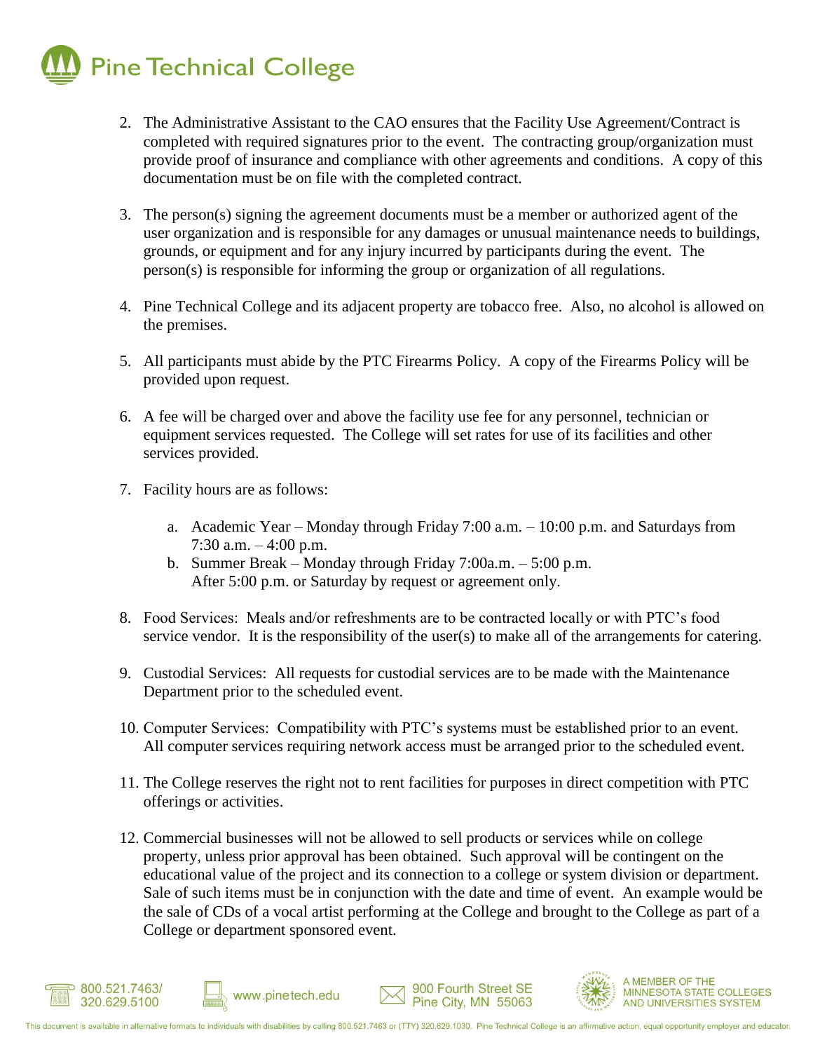2. The Administrative Assistant to the CAO ensures that the Facility Use Agreement/Contract is completed with required signatures prior to the event. The contracting group/organization must provide proof of insurance and compliance with other agreements and conditions. A copy of this documentation must be on file with the completed contract.

3. The person(s) signing the agreement documents must be a member or authorized agent of the user organization and is responsible for any damages or unusual maintenance needs to buildings, grounds, or equipment and for any injury incurred by participants during the event. The person(s) is responsible for informing the group or organization of all regulations.

4. Pine Technical College and its adjacent property are tobacco free. Also, no alcohol is allowed on the premises.

5. All participants must abide by the PTC Firearms Policy. A copy of the Firearms Policy will be provided upon request.

6. A fee will be charged over and above the facility use fee for any personnel, technician or equipment services requested. The College will set rates for use of its facilities and other services provided.

7. Facility hours are as follows:

    a. Academic Year – Monday through Friday 7:00 a.m. – 10:00 p.m. and Saturdays from 7:30 a.m. – 4:00 p.m.
    b. Summer Break – Monday through Friday 7:00a.m. – 5:00 p.m.
       After 5:00 p.m. or Saturday by request or agreement only.

8. Food Services: Meals and/or refreshments are to be contracted locally or with PTC's food service vendor. It is the responsibility of the user(s) to make all of the arrangements for catering.

9. Custodial Services: All requests for custodial services are to be made with the Maintenance Department prior to the scheduled event.

10. Computer Services: Compatibility with PTC's systems must be established prior to an event. All computer services requiring network access must be arranged prior to the scheduled event.

11. The College reserves the right not to rent facilities for purposes in direct competition with PTC offerings or activities.

12. Commercial businesses will not be allowed to sell products or services while on college property, unless prior approval has been obtained. Such approval will be contingent on the educational value of the project and its connection to a college or system division or department. Sale of such items must be in conjunction with the date and time of event. An example would be the sale of CDs of a vocal artist performing at the College and brought to the College as part of a College or department sponsored event.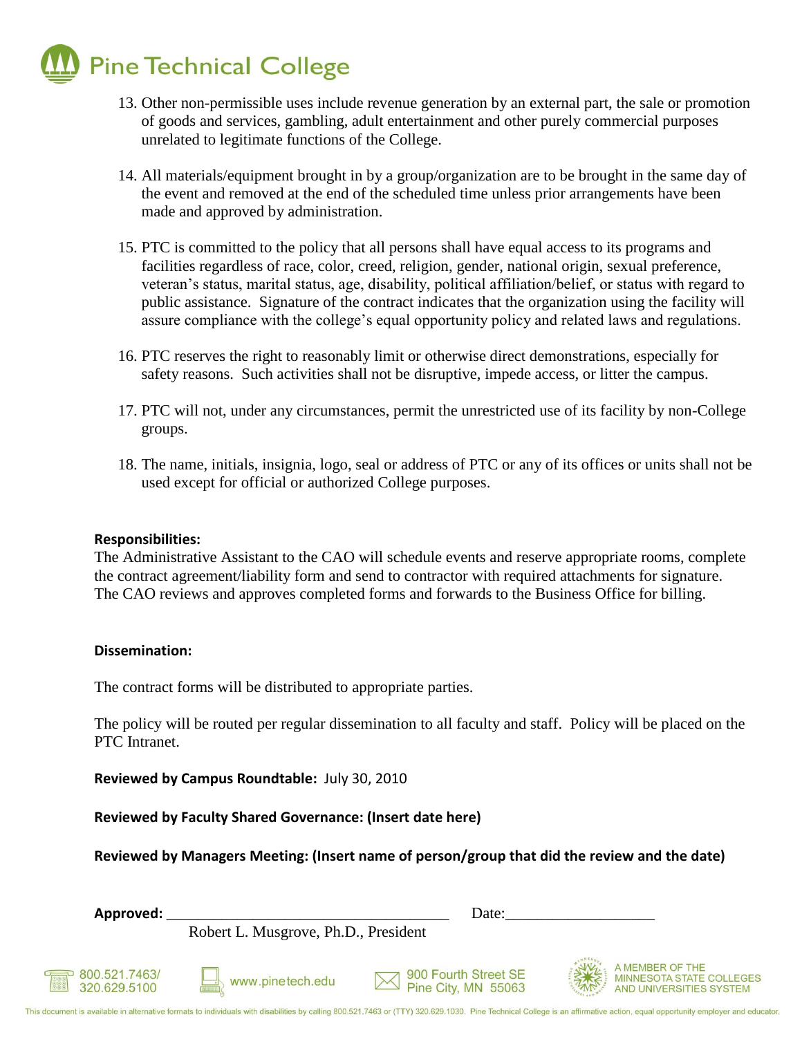13. Other non-permissible uses include revenue generation by an external part, the sale or promotion of goods and services, gambling, adult entertainment and other purely commercial purposes unrelated to legitimate functions of the College.

14. All materials/equipment brought in by a group/organization are to be brought in the same day of the event and removed at the end of the scheduled time unless prior arrangements have been made and approved by administration.

15. PTC is committed to the policy that all persons shall have equal access to its programs and facilities regardless of race, color, creed, religion, gender, national origin, sexual preference, veteran's status, marital status, age, disability, political affiliation/belief, or status with regard to public assistance. Signature of the contract indicates that the organization using the facility will assure compliance with the college's equal opportunity policy and related laws and regulations.

16. PTC reserves the right to reasonably limit or otherwise direct demonstrations, especially for safety reasons. Such activities shall not be disruptive, impede access, or litter the campus.

17. PTC will not, under any circumstances, permit the unrestricted use of its facility by non-College groups.

18. The name, initials, insignia, logo, seal or address of PTC or any of its offices or units shall not be used except for official or authorized College purposes.

**Responsibilities:**

The Administrative Assistant to the CAO will schedule events and reserve appropriate rooms, complete the contract agreement/liability form and send to contractor with required attachments for signature. The CAO reviews and approves completed forms and forwards to the Business Office for billing.

**Dissemination:**

The contract forms will be distributed to appropriate parties.

The policy will be routed per regular dissemination to all faculty and staff. Policy will be placed on the PTC Intranet.

**Reviewed by Campus Roundtable:** July 30, 2010

**Reviewed by Faculty Shared Governance: (Insert date here)**

**Reviewed by Managers Meeting: (Insert name of person/group that did the review and the date)**

**Approved:** ___________________________________ Date:__________________

Robert L. Musgrove, Ph.D., President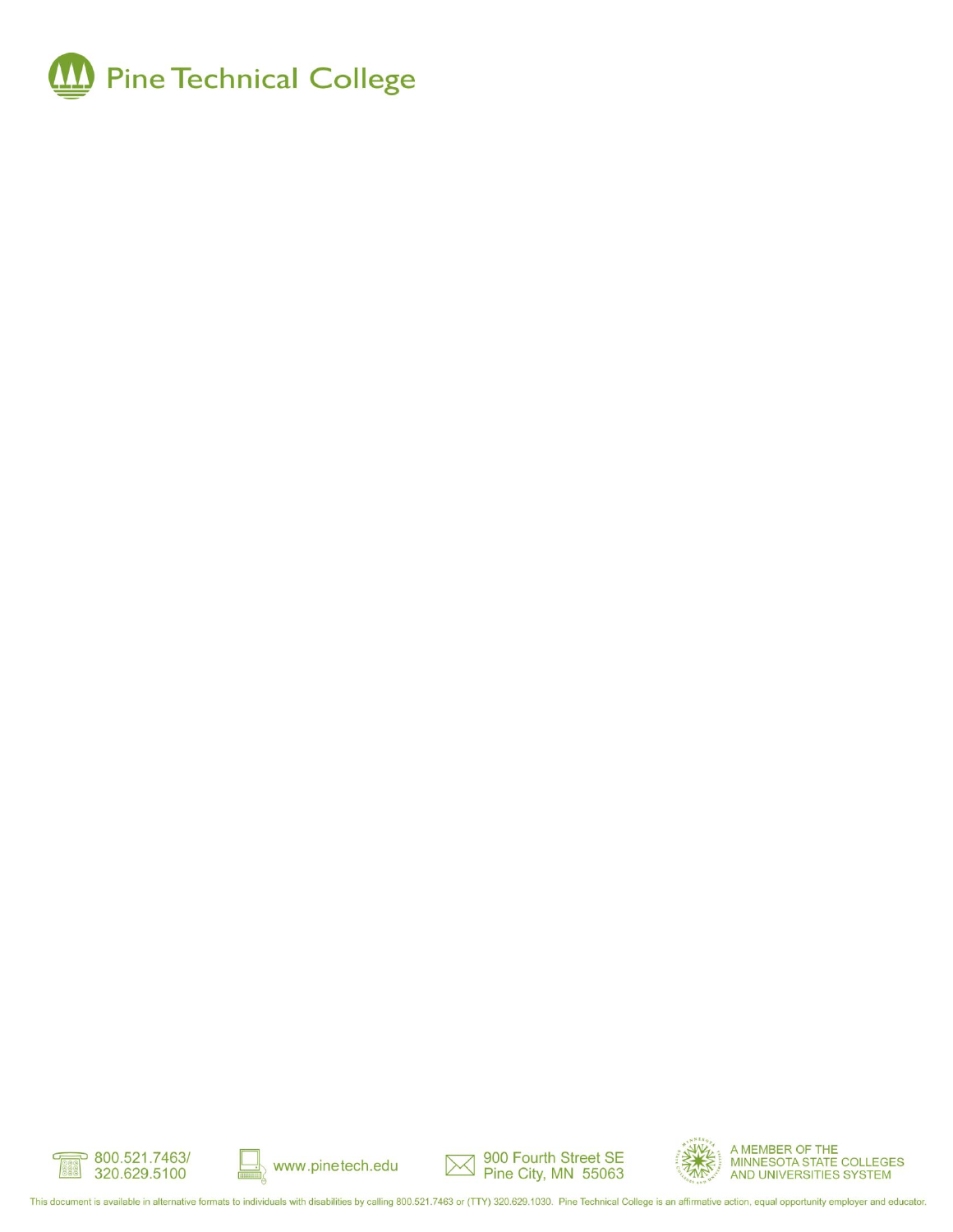Pine Technical College

800.521.7463/
320.629.5100

www.pinetech.edu

900 Fourth Street SE
Pine City, MN 55063

A MEMBER OF THE
MINNESOTA STATE COLLEGES
AND UNIVERSITIES SYSTEM

This document is available in alternative formats to individuals with disabilities by calling 800.521.7463 or (TTY) 320.629.1030. Pine Technical College is an affirmative action, equal opportunity employer and educator.